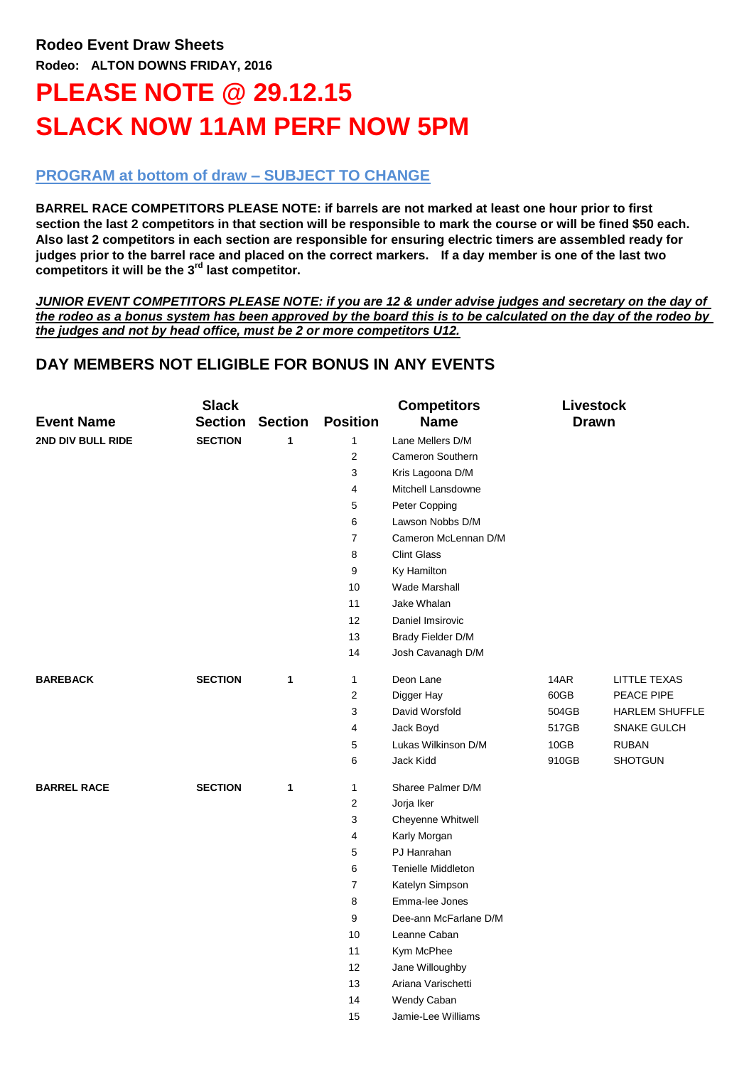**Rodeo Event Draw Sheets**

**Rodeo: ALTON DOWNS FRIDAY, 2016**

# PLEASE NOTE @ 29.12.15
# SLACK NOW 11AM PERF NOW 5PM

### PROGRAM at bottom of draw – SUBJECT TO CHANGE

**BARREL RACE COMPETITORS PLEASE NOTE: if barrels are not marked at least one hour prior to first section the last 2 competitors in that section will be responsible to mark the course or will be fined $50 each. Also last 2 competitors in each section are responsible for ensuring electric timers are assembled ready for judges prior to the barrel race and placed on the correct markers. If a day member is one of the last two competitors it will be the 3rd last competitor.**

***JUNIOR EVENT COMPETITORS PLEASE NOTE: if you are 12 & under advise judges and secretary on the day of the rodeo as a bonus system has been approved by the board this is to be calculated on the day of the rodeo by the judges and not by head office, must be 2 or more competitors U12.***

## DAY MEMBERS NOT ELIGIBLE FOR BONUS IN ANY EVENTS

| Event Name | Slack Section | Section | Position | Competitors Name | Livestock Drawn | |
|---|---|---|---|---|---|---|
| **2ND DIV BULL RIDE** | **SECTION** | **1** | 1 | Lane Mellers D/M | | |
| | | | 2 | Cameron Southern | | |
| | | | 3 | Kris Lagoona D/M | | |
| | | | 4 | Mitchell Lansdowne | | |
| | | | 5 | Peter Copping | | |
| | | | 6 | Lawson Nobbs D/M | | |
| | | | 7 | Cameron McLennan D/M | | |
| | | | 8 | Clint Glass | | |
| | | | 9 | Ky Hamilton | | |
| | | | 10 | Wade Marshall | | |
| | | | 11 | Jake Whalan | | |
| | | | 12 | Daniel Imsirovic | | |
| | | | 13 | Brady Fielder D/M | | |
| | | | 14 | Josh Cavanagh D/M | | |
| **BAREBACK** | **SECTION** | **1** | 1 | Deon Lane | 14AR | LITTLE TEXAS |
| | | | 2 | Digger Hay | 60GB | PEACE PIPE |
| | | | 3 | David Worsfold | 504GB | HARLEM SHUFFLE |
| | | | 4 | Jack Boyd | 517GB | SNAKE GULCH |
| | | | 5 | Lukas Wilkinson D/M | 10GB | RUBAN |
| | | | 6 | Jack Kidd | 910GB | SHOTGUN |
| **BARREL RACE** | **SECTION** | **1** | 1 | Sharee Palmer D/M | | |
| | | | 2 | Jorja Iker | | |
| | | | 3 | Cheyenne Whitwell | | |
| | | | 4 | Karly Morgan | | |
| | | | 5 | PJ Hanrahan | | |
| | | | 6 | Tenielle Middleton | | |
| | | | 7 | Katelyn Simpson | | |
| | | | 8 | Emma-lee Jones | | |
| | | | 9 | Dee-ann McFarlane D/M | | |
| | | | 10 | Leanne Caban | | |
| | | | 11 | Kym McPhee | | |
| | | | 12 | Jane Willoughby | | |
| | | | 13 | Ariana Varischetti | | |
| | | | 14 | Wendy Caban | | |
| | | | 15 | Jamie-Lee Williams | | |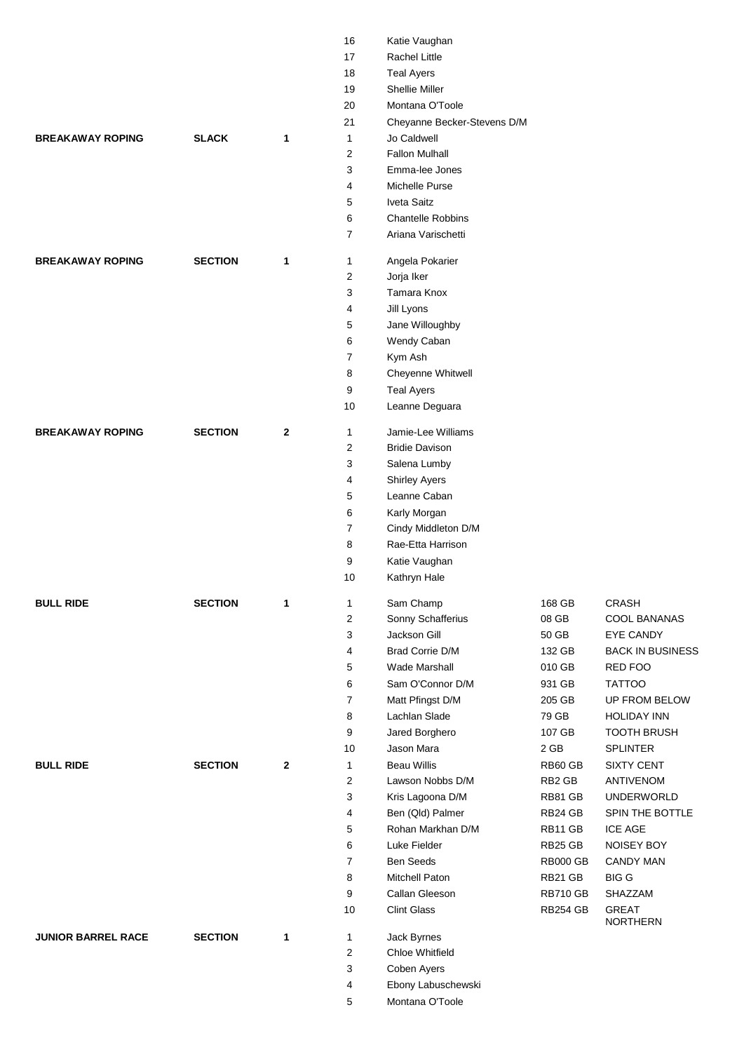| Event | Type | Section | No. | Name | Number | Animal |
|---|---|---|---|---|---|---|
| | | | 16 | Katie Vaughan | | |
| | | | 17 | Rachel Little | | |
| | | | 18 | Teal Ayers | | |
| | | | 19 | Shellie Miller | | |
| | | | 20 | Montana O'Toole | | |
| | | | 21 | Cheyanne Becker-Stevens D/M | | |
| **BREAKAWAY ROPING** | **SLACK** | **1** | 1 | Jo Caldwell | | |
| | | | 2 | Fallon Mulhall | | |
| | | | 3 | Emma-lee Jones | | |
| | | | 4 | Michelle Purse | | |
| | | | 5 | Iveta Saitz | | |
| | | | 6 | Chantelle Robbins | | |
| | | | 7 | Ariana Varischetti | | |
| **BREAKAWAY ROPING** | **SECTION** | **1** | 1 | Angela Pokarier | | |
| | | | 2 | Jorja Iker | | |
| | | | 3 | Tamara Knox | | |
| | | | 4 | Jill Lyons | | |
| | | | 5 | Jane Willoughby | | |
| | | | 6 | Wendy Caban | | |
| | | | 7 | Kym Ash | | |
| | | | 8 | Cheyenne Whitwell | | |
| | | | 9 | Teal Ayers | | |
| | | | 10 | Leanne Deguara | | |
| **BREAKAWAY ROPING** | **SECTION** | **2** | 1 | Jamie-Lee Williams | | |
| | | | 2 | Bridie Davison | | |
| | | | 3 | Salena Lumby | | |
| | | | 4 | Shirley Ayers | | |
| | | | 5 | Leanne Caban | | |
| | | | 6 | Karly Morgan | | |
| | | | 7 | Cindy Middleton D/M | | |
| | | | 8 | Rae-Etta Harrison | | |
| | | | 9 | Katie Vaughan | | |
| | | | 10 | Kathryn Hale | | |
| **BULL RIDE** | **SECTION** | **1** | 1 | Sam Champ | 168 GB | CRASH |
| | | | 2 | Sonny Schafferius | 08 GB | COOL BANANAS |
| | | | 3 | Jackson Gill | 50 GB | EYE CANDY |
| | | | 4 | Brad Corrie D/M | 132 GB | BACK IN BUSINESS |
| | | | 5 | Wade Marshall | 010 GB | RED FOO |
| | | | 6 | Sam O'Connor D/M | 931 GB | TATTOO |
| | | | 7 | Matt Pfingst D/M | 205 GB | UP FROM BELOW |
| | | | 8 | Lachlan Slade | 79 GB | HOLIDAY INN |
| | | | 9 | Jared Borghero | 107 GB | TOOTH BRUSH |
| | | | 10 | Jason Mara | 2 GB | SPLINTER |
| **BULL RIDE** | **SECTION** | **2** | 1 | Beau Willis | RB60 GB | SIXTY CENT |
| | | | 2 | Lawson Nobbs D/M | RB2 GB | ANTIVENOM |
| | | | 3 | Kris Lagoona D/M | RB81 GB | UNDERWORLD |
| | | | 4 | Ben (Qld) Palmer | RB24 GB | SPIN THE BOTTLE |
| | | | 5 | Rohan Markhan D/M | RB11 GB | ICE AGE |
| | | | 6 | Luke Fielder | RB25 GB | NOISEY BOY |
| | | | 7 | Ben Seeds | RB000 GB | CANDY MAN |
| | | | 8 | Mitchell Paton | RB21 GB | BIG G |
| | | | 9 | Callan Gleeson | RB710 GB | SHAZZAM |
| | | | 10 | Clint Glass | RB254 GB | GREAT NORTHERN |
| **JUNIOR BARREL RACE** | **SECTION** | **1** | 1 | Jack Byrnes | | |
| | | | 2 | Chloe Whitfield | | |
| | | | 3 | Coben Ayers | | |
| | | | 4 | Ebony Labuschewski | | |
| | | | 5 | Montana O'Toole | | |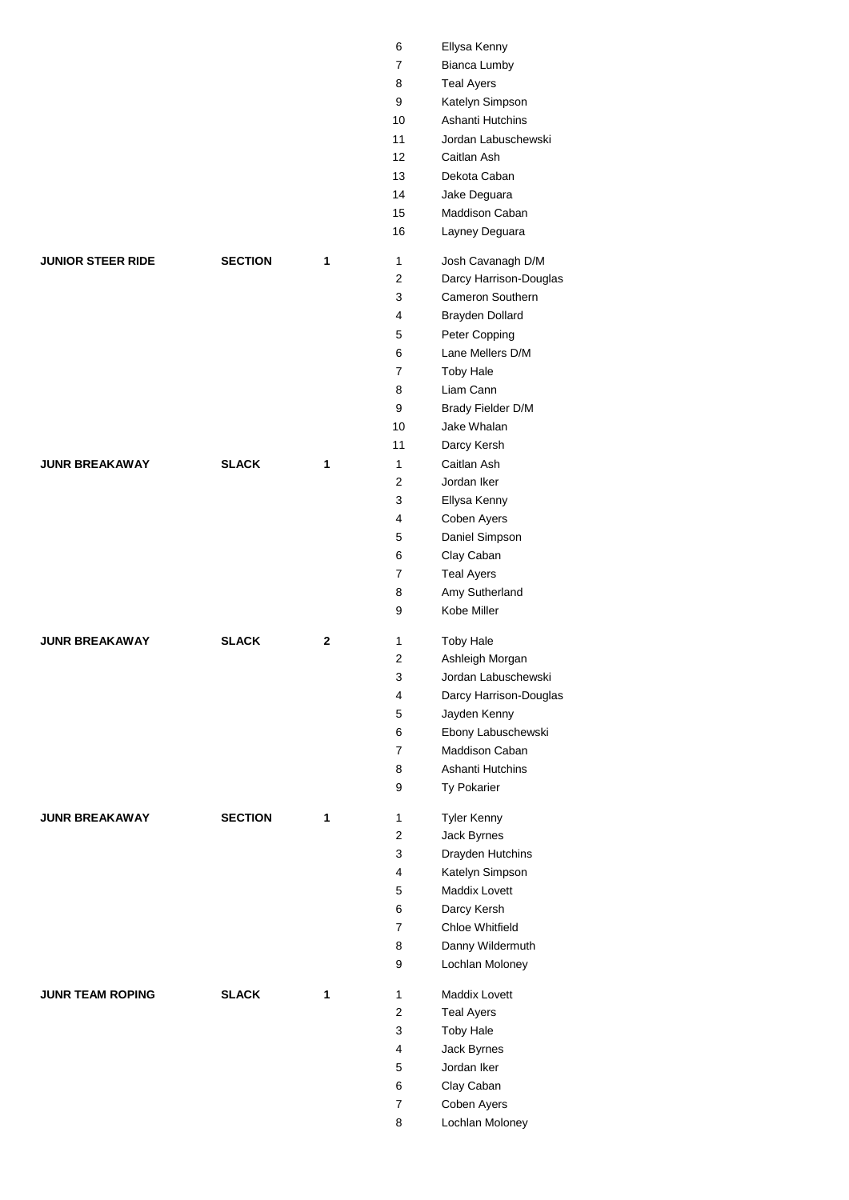| Event | Type | Section | No. | Name |
|---|---|---|---|---|
| | | | 6 | Ellysa Kenny |
| | | | 7 | Bianca Lumby |
| | | | 8 | Teal Ayers |
| | | | 9 | Katelyn Simpson |
| | | | 10 | Ashanti Hutchins |
| | | | 11 | Jordan Labuschewski |
| | | | 12 | Caitlan Ash |
| | | | 13 | Dekota Caban |
| | | | 14 | Jake Deguara |
| | | | 15 | Maddison Caban |
| | | | 16 | Layney Deguara |
| **JUNIOR STEER RIDE** | **SECTION** | **1** | 1 | Josh Cavanagh D/M |
| | | | 2 | Darcy Harrison-Douglas |
| | | | 3 | Cameron Southern |
| | | | 4 | Brayden Dollard |
| | | | 5 | Peter Copping |
| | | | 6 | Lane Mellers D/M |
| | | | 7 | Toby Hale |
| | | | 8 | Liam Cann |
| | | | 9 | Brady Fielder D/M |
| | | | 10 | Jake Whalan |
| | | | 11 | Darcy Kersh |
| **JUNR BREAKAWAY** | **SLACK** | **1** | 1 | Caitlan Ash |
| | | | 2 | Jordan Iker |
| | | | 3 | Ellysa Kenny |
| | | | 4 | Coben Ayers |
| | | | 5 | Daniel Simpson |
| | | | 6 | Clay Caban |
| | | | 7 | Teal Ayers |
| | | | 8 | Amy Sutherland |
| | | | 9 | Kobe Miller |
| **JUNR BREAKAWAY** | **SLACK** | **2** | 1 | Toby Hale |
| | | | 2 | Ashleigh Morgan |
| | | | 3 | Jordan Labuschewski |
| | | | 4 | Darcy Harrison-Douglas |
| | | | 5 | Jayden Kenny |
| | | | 6 | Ebony Labuschewski |
| | | | 7 | Maddison Caban |
| | | | 8 | Ashanti Hutchins |
| | | | 9 | Ty Pokarier |
| **JUNR BREAKAWAY** | **SECTION** | **1** | 1 | Tyler Kenny |
| | | | 2 | Jack Byrnes |
| | | | 3 | Drayden Hutchins |
| | | | 4 | Katelyn Simpson |
| | | | 5 | Maddix Lovett |
| | | | 6 | Darcy Kersh |
| | | | 7 | Chloe Whitfield |
| | | | 8 | Danny Wildermuth |
| | | | 9 | Lochlan Moloney |
| **JUNR TEAM ROPING** | **SLACK** | **1** | 1 | Maddix Lovett |
| | | | 2 | Teal Ayers |
| | | | 3 | Toby Hale |
| | | | 4 | Jack Byrnes |
| | | | 5 | Jordan Iker |
| | | | 6 | Clay Caban |
| | | | 7 | Coben Ayers |
| | | | 8 | Lochlan Moloney |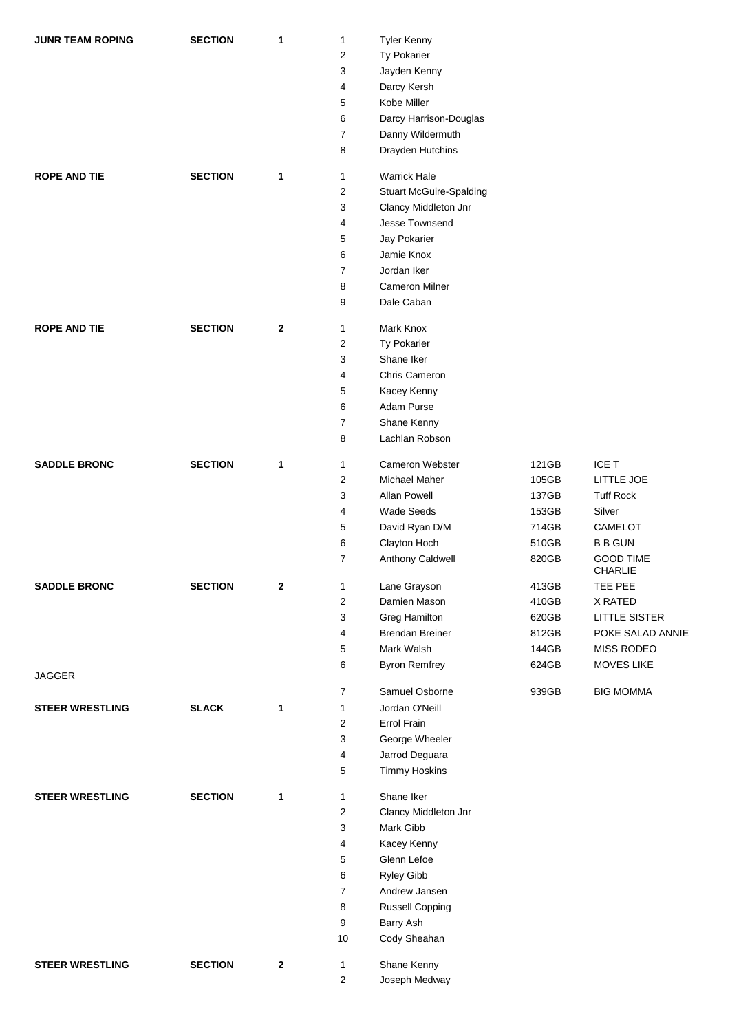| Event | Type | Section | No. | Name | Number | Horse |
|---|---|---|---|---|---|---|
| **JUNR TEAM ROPING** | **SECTION** | **1** | 1 | Tyler Kenny | | |
| | | | 2 | Ty Pokarier | | |
| | | | 3 | Jayden Kenny | | |
| | | | 4 | Darcy Kersh | | |
| | | | 5 | Kobe Miller | | |
| | | | 6 | Darcy Harrison-Douglas | | |
| | | | 7 | Danny Wildermuth | | |
| | | | 8 | Drayden Hutchins | | |
| **ROPE AND TIE** | **SECTION** | **1** | 1 | Warrick Hale | | |
| | | | 2 | Stuart McGuire-Spalding | | |
| | | | 3 | Clancy Middleton Jnr | | |
| | | | 4 | Jesse Townsend | | |
| | | | 5 | Jay Pokarier | | |
| | | | 6 | Jamie Knox | | |
| | | | 7 | Jordan Iker | | |
| | | | 8 | Cameron Milner | | |
| | | | 9 | Dale Caban | | |
| **ROPE AND TIE** | **SECTION** | **2** | 1 | Mark Knox | | |
| | | | 2 | Ty Pokarier | | |
| | | | 3 | Shane Iker | | |
| | | | 4 | Chris Cameron | | |
| | | | 5 | Kacey Kenny | | |
| | | | 6 | Adam Purse | | |
| | | | 7 | Shane Kenny | | |
| | | | 8 | Lachlan Robson | | |
| **SADDLE BRONC** | **SECTION** | **1** | 1 | Cameron Webster | 121GB | ICE T |
| | | | 2 | Michael Maher | 105GB | LITTLE JOE |
| | | | 3 | Allan Powell | 137GB | Tuff Rock |
| | | | 4 | Wade Seeds | 153GB | Silver |
| | | | 5 | David Ryan D/M | 714GB | CAMELOT |
| | | | 6 | Clayton Hoch | 510GB | B B GUN |
| | | | 7 | Anthony Caldwell | 820GB | GOOD TIME CHARLIE |
| **SADDLE BRONC** | **SECTION** | **2** | 1 | Lane Grayson | 413GB | TEE PEE |
| | | | 2 | Damien Mason | 410GB | X RATED |
| | | | 3 | Greg Hamilton | 620GB | LITTLE SISTER |
| | | | 4 | Brendan Breiner | 812GB | POKE SALAD ANNIE |
| | | | 5 | Mark Walsh | 144GB | MISS RODEO |
| | | | 6 | Byron Remfrey | 624GB | MOVES LIKE JAGGER |
| | | | 7 | Samuel Osborne | 939GB | BIG MOMMA |
| **STEER WRESTLING** | **SLACK** | **1** | 1 | Jordan O'Neill | | |
| | | | 2 | Errol Frain | | |
| | | | 3 | George Wheeler | | |
| | | | 4 | Jarrod Deguara | | |
| | | | 5 | Timmy Hoskins | | |
| **STEER WRESTLING** | **SECTION** | **1** | 1 | Shane Iker | | |
| | | | 2 | Clancy Middleton Jnr | | |
| | | | 3 | Mark Gibb | | |
| | | | 4 | Kacey Kenny | | |
| | | | 5 | Glenn Lefoe | | |
| | | | 6 | Ryley Gibb | | |
| | | | 7 | Andrew Jansen | | |
| | | | 8 | Russell Copping | | |
| | | | 9 | Barry Ash | | |
| | | | 10 | Cody Sheahan | | |
| **STEER WRESTLING** | **SECTION** | **2** | 1 | Shane Kenny | | |
| | | | 2 | Joseph Medway | | |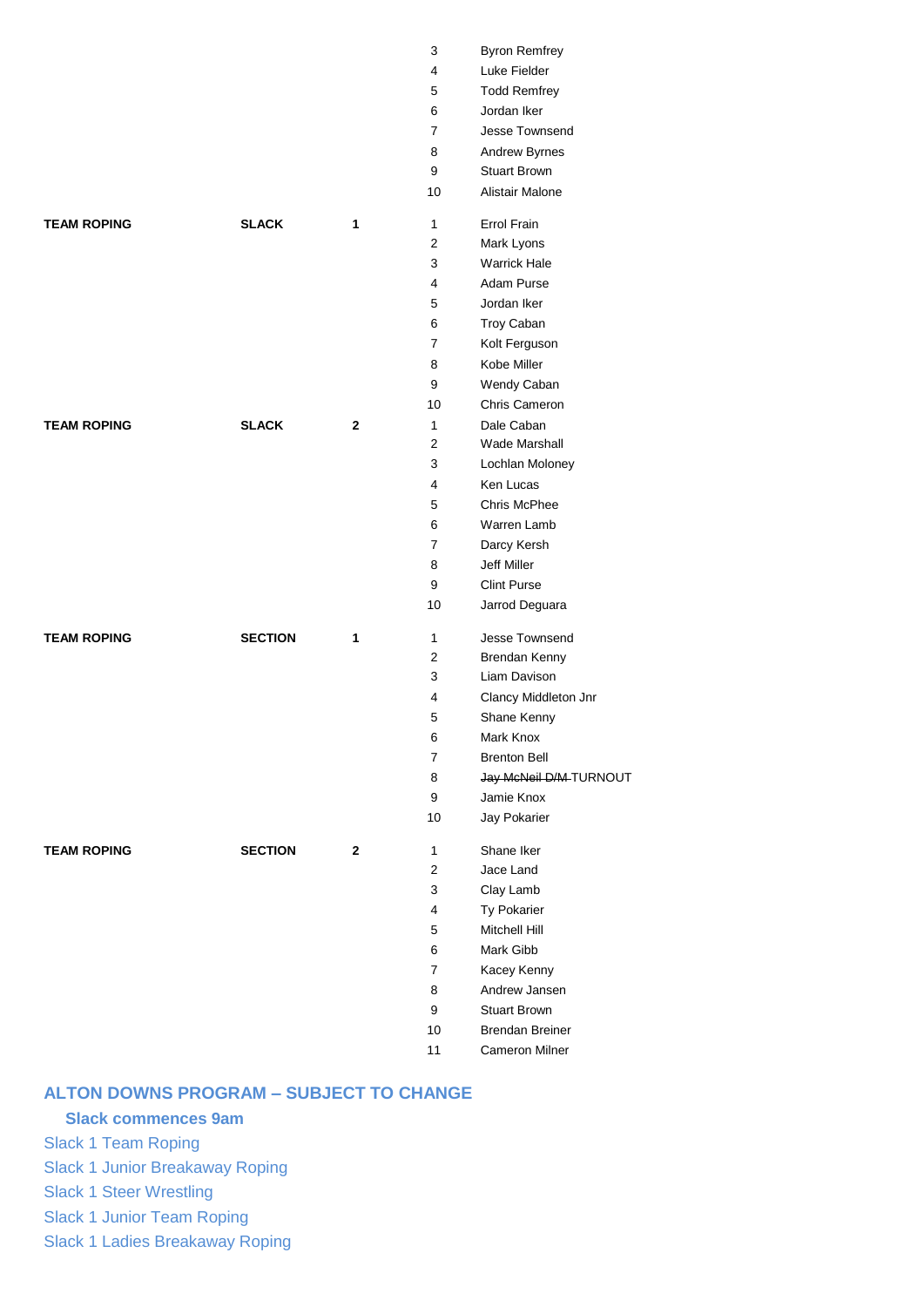| | | | | |
|---|---|---|---|---|
| | | | 3 | Byron Remfrey |
| | | | 4 | Luke Fielder |
| | | | 5 | Todd Remfrey |
| | | | 6 | Jordan Iker |
| | | | 7 | Jesse Townsend |
| | | | 8 | Andrew Byrnes |
| | | | 9 | Stuart Brown |
| | | | 10 | Alistair Malone |
| **TEAM ROPING** | **SLACK** | **1** | 1 | Errol Frain |
| | | | 2 | Mark Lyons |
| | | | 3 | Warrick Hale |
| | | | 4 | Adam Purse |
| | | | 5 | Jordan Iker |
| | | | 6 | Troy Caban |
| | | | 7 | Kolt Ferguson |
| | | | 8 | Kobe Miller |
| | | | 9 | Wendy Caban |
| | | | 10 | Chris Cameron |
| **TEAM ROPING** | **SLACK** | **2** | 1 | Dale Caban |
| | | | 2 | Wade Marshall |
| | | | 3 | Lochlan Moloney |
| | | | 4 | Ken Lucas |
| | | | 5 | Chris McPhee |
| | | | 6 | Warren Lamb |
| | | | 7 | Darcy Kersh |
| | | | 8 | Jeff Miller |
| | | | 9 | Clint Purse |
| | | | 10 | Jarrod Deguara |
| **TEAM ROPING** | **SECTION** | **1** | 1 | Jesse Townsend |
| | | | 2 | Brendan Kenny |
| | | | 3 | Liam Davison |
| | | | 4 | Clancy Middleton Jnr |
| | | | 5 | Shane Kenny |
| | | | 6 | Mark Knox |
| | | | 7 | Brenton Bell |
| | | | 8 | ~~Jay McNeil D/M~~ TURNOUT |
| | | | 9 | Jamie Knox |
| | | | 10 | Jay Pokarier |
| **TEAM ROPING** | **SECTION** | **2** | 1 | Shane Iker |
| | | | 2 | Jace Land |
| | | | 3 | Clay Lamb |
| | | | 4 | Ty Pokarier |
| | | | 5 | Mitchell Hill |
| | | | 6 | Mark Gibb |
| | | | 7 | Kacey Kenny |
| | | | 8 | Andrew Jansen |
| | | | 9 | Stuart Brown |
| | | | 10 | Brendan Breiner |
| | | | 11 | Cameron Milner |

## ALTON DOWNS PROGRAM – SUBJECT TO CHANGE

**Slack commences 9am**

Slack 1 Team Roping

Slack 1 Junior Breakaway Roping

Slack 1 Steer Wrestling

Slack 1 Junior Team Roping

Slack 1 Ladies Breakaway Roping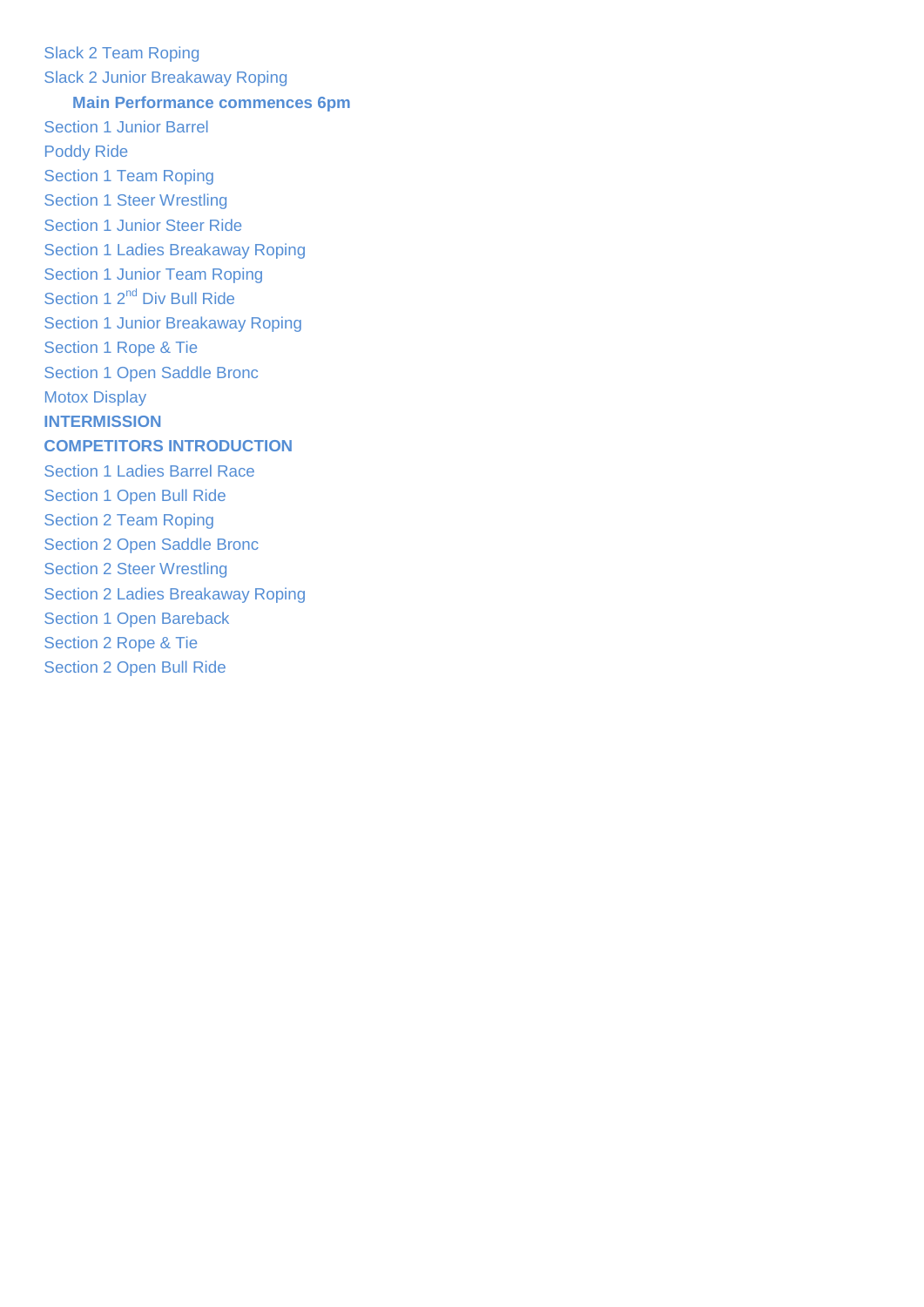Slack 2 Team Roping

Slack 2 Junior Breakaway Roping

**Main Performance commences 6pm**

Section 1 Junior Barrel

Poddy Ride

Section 1 Team Roping

Section 1 Steer Wrestling

Section 1 Junior Steer Ride

Section 1 Ladies Breakaway Roping

Section 1 Junior Team Roping

Section 1 2nd Div Bull Ride

Section 1 Junior Breakaway Roping

Section 1 Rope & Tie

Section 1 Open Saddle Bronc

Motox Display

**INTERMISSION**

**COMPETITORS INTRODUCTION**

Section 1 Ladies Barrel Race

Section 1 Open Bull Ride

Section 2 Team Roping

Section 2 Open Saddle Bronc

Section 2 Steer Wrestling

Section 2 Ladies Breakaway Roping

Section 1 Open Bareback

Section 2 Rope & Tie

Section 2 Open Bull Ride